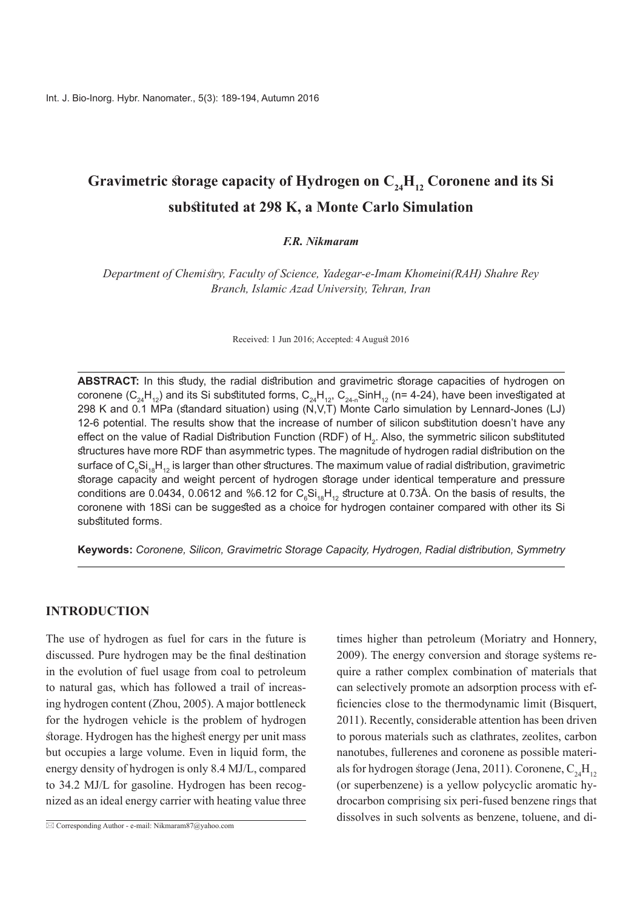# Gravimetric storage capacity of Hydrogen on $C_{24}H_{12}$ Coronene and its Si substituted at 298 K, a Monte Carlo Simulation

***F.R. Nikmaram***

*Department of Chemistry, Faculty of Science, Yadegar-e-Imam Khomeini(RAH) Shahre Rey Branch, Islamic Azad University, Tehran, Iran*

Received: 1 Jun 2016; Accepted: 4 August 2016

**ABSTRACT:** In this study, the radial distribution and gravimetric storage capacities of hydrogen on coronene ($C_{24}H_{12}$) and its Si substituted forms, $C_{24}H_{12}$, $C_{24-n}Si_nH_{12}$ (n= 4-24), have been investigated at 298 K and 0.1 MPa (standard situation) using (N,V,T) Monte Carlo simulation by Lennard-Jones (LJ) 12-6 potential. The results show that the increase of number of silicon substitution doesn't have any effect on the value of Radial Distribution Function (RDF) of $H_2$. Also, the symmetric silicon substituted structures have more RDF than asymmetric types. The magnitude of hydrogen radial distribution on the surface of $C_6Si_{18}H_{12}$ is larger than other structures. The maximum value of radial distribution, gravimetric storage capacity and weight percent of hydrogen storage under identical temperature and pressure conditions are 0.0434, 0.0612 and %6.12 for $C_6Si_{18}H_{12}$ structure at 0.73Å. On the basis of results, the coronene with 18Si can be suggested as a choice for hydrogen container compared with other its Si substituted forms.

**Keywords:** *Coronene, Silicon, Gravimetric Storage Capacity, Hydrogen, Radial distribution, Symmetry*

## INTRODUCTION

The use of hydrogen as fuel for cars in the future is discussed. Pure hydrogen may be the final destination in the evolution of fuel usage from coal to petroleum to natural gas, which has followed a trail of increasing hydrogen content (Zhou, 2005). A major bottleneck for the hydrogen vehicle is the problem of hydrogen storage. Hydrogen has the highest energy per unit mass but occupies a large volume. Even in liquid form, the energy density of hydrogen is only 8.4 MJ/L, compared to 34.2 MJ/L for gasoline. Hydrogen has been recognized as an ideal energy carrier with heating value three times higher than petroleum (Moriatry and Honnery, 2009). The energy conversion and storage systems require a rather complex combination of materials that can selectively promote an adsorption process with efficiencies close to the thermodynamic limit (Bisquert, 2011). Recently, considerable attention has been driven to porous materials such as clathrates, zeolites, carbon nanotubes, fullerenes and coronene as possible materials for hydrogen storage (Jena, 2011). Coronene, $C_{24}H_{12}$ (or superbenzene) is a yellow polycyclic aromatic hydrocarbon comprising six peri-fused benzene rings that dissolves in such solvents as benzene, toluene, and di-

✉ Corresponding Author - e-mail: Nikmaram87@yahoo.com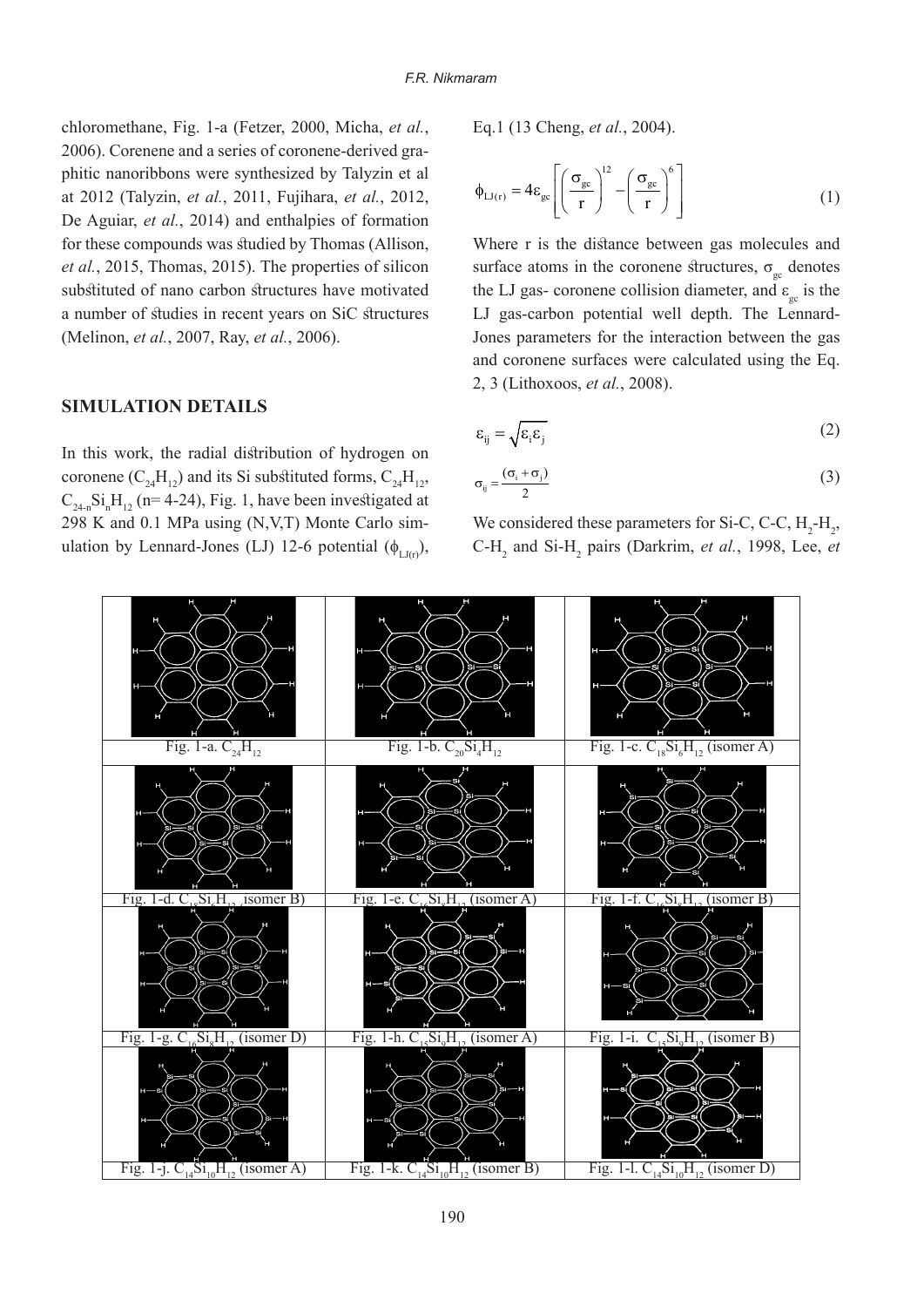chloromethane, Fig. 1-a (Fetzer, 2000, Micha, *et al.*, 2006). Corenene and a series of coronene-derived graphitic nanoribbons were synthesized by Talyzin et al at 2012 (Talyzin, *et al.*, 2011, Fujihara, *et al.*, 2012, De Aguiar, *et al.*, 2014) and enthalpies of formation for these compounds was studied by Thomas (Allison, *et al.*, 2015, Thomas, 2015). The properties of silicon substituted of nano carbon structures have motivated a number of studies in recent years on SiC structures (Melinon, *et al.*, 2007, Ray, *et al.*, 2006).

## SIMULATION DETAILS

In this work, the radial distribution of hydrogen on coronene ($C_{24}H_{12}$) and its Si substituted forms, $C_{24}H_{12}$, $C_{24-n}Si_nH_{12}$ (n= 4-24), Fig. 1, have been investigated at 298 K and 0.1 MPa using (N,V,T) Monte Carlo simulation by Lennard-Jones (LJ) 12-6 potential ($\phi_{LJ(r)}$), Eq.1 (13 Cheng, *et al.*, 2004).

$$\phi_{LJ(r)} = 4\varepsilon_{gc}\left[\left(\frac{\sigma_{gc}}{r}\right)^{12} - \left(\frac{\sigma_{gc}}{r}\right)^{6}\right] \tag{1}$$

Where r is the distance between gas molecules and surface atoms in the coronene structures, $\sigma_{gc}$ denotes the LJ gas- coronene collision diameter, and $\varepsilon_{gc}$ is the LJ gas-carbon potential well depth. The Lennard-Jones parameters for the interaction between the gas and coronene surfaces were calculated using the Eq. 2, 3 (Lithoxoos, *et al.*, 2008).

$$\varepsilon_{ij} = \sqrt{\varepsilon_i \varepsilon_j} \tag{2}$$

$$\sigma_{ij} = \frac{(\sigma_i + \sigma_j)}{2} \tag{3}$$

We considered these parameters for Si-C, C-C, $H_2$-$H_2$, C-$H_2$ and Si-$H_2$ pairs (Darkrim, *et al.*, 1998, Lee, *et*

Fig. 1-a. $C_{24}H_{12}$

Fig. 1-b. $C_{20}Si_4H_{12}$

Fig. 1-c. $C_{18}Si_6H_{12}$ (isomer A)

Fig. 1-d. $C_{18}Si_6H_{12}$ (isomer B)

Fig. 1-e. $C_{16}Si_8H_{12}$ (isomer A)

Fig. 1-f. $C_{16}Si_8H_{12}$ (isomer B)

Fig. 1-g. $C_{16}Si_8H_{12}$ (isomer D)

Fig. 1-h. $C_{15}Si_9H_{12}$ (isomer A)

Fig. 1-i. $C_{15}Si_9H_{12}$ (isomer B)

Fig. 1-j. $C_{14}Si_{10}H_{12}$ (isomer A)

Fig. 1-k. $C_{14}Si_{10}H_{12}$ (isomer B)

Fig. 1-l. $C_{14}Si_{10}H_{12}$ (isomer D)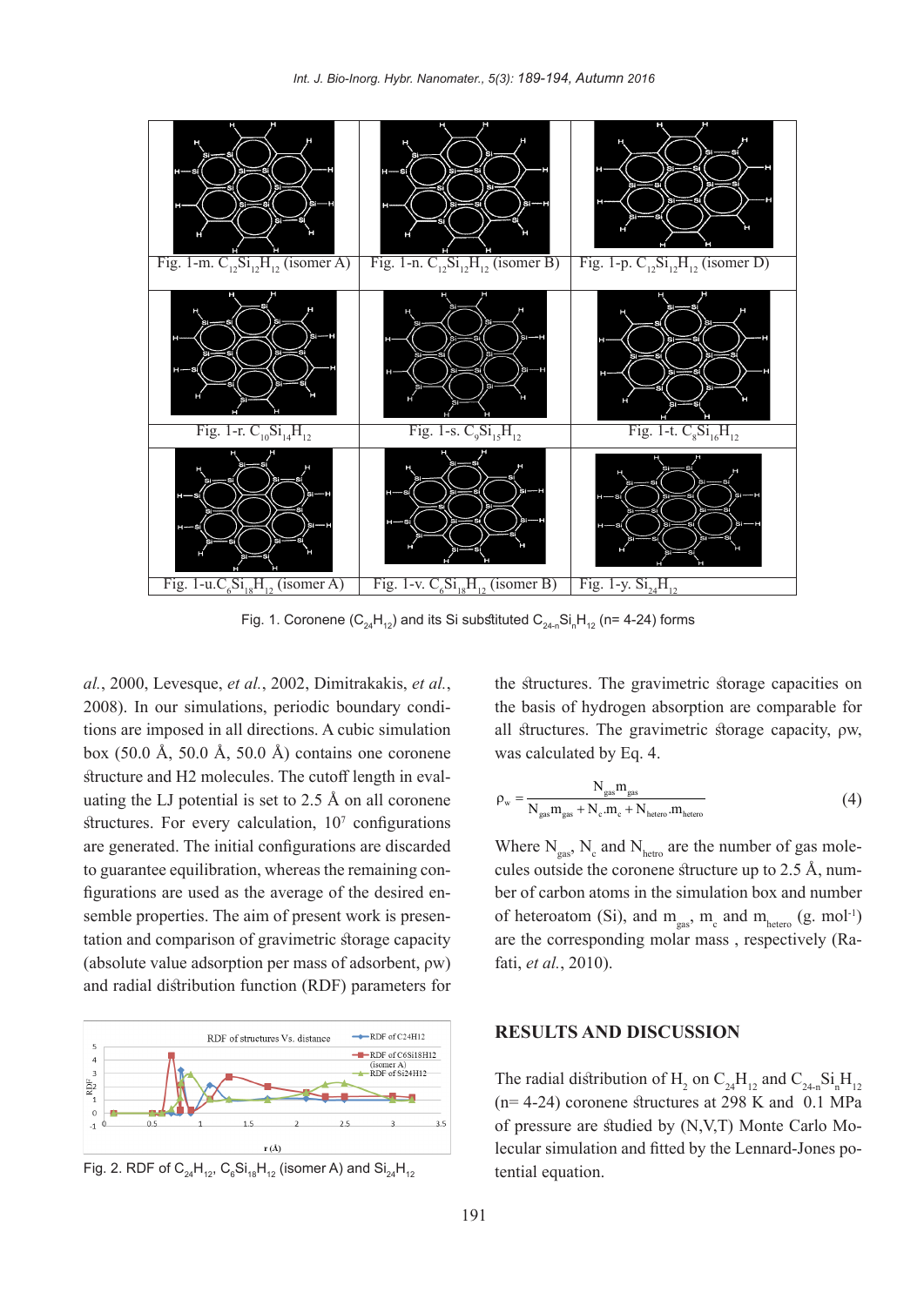| Fig. 1-m. $C_{12}Si_{12}H_{12}$ (isomer A) | Fig. 1-n. $C_{12}Si_{12}H_{12}$ (isomer B) | Fig. 1-p. $C_{12}Si_{12}H_{12}$ (isomer D) |
|---|---|---|
| Fig. 1-r. $C_{10}Si_{14}H_{12}$ | Fig. 1-s. $C_{9}Si_{15}H_{12}$ | Fig. 1-t. $C_{8}Si_{16}H_{12}$ |
| Fig. 1-u. $C_{6}Si_{18}H_{12}$ (isomer A) | Fig. 1-v. $C_{6}Si_{18}H_{12}$ (isomer B) | Fig. 1-y. $Si_{24}H_{12}$ |

Fig. 1. Coronene ($C_{24}H_{12}$) and its Si substituted $C_{24-n}Si_nH_{12}$ (n= 4-24) forms

*al.*, 2000, Levesque, *et al.*, 2002, Dimitrakakis, *et al.*, 2008). In our simulations, periodic boundary conditions are imposed in all directions. A cubic simulation box (50.0 Å, 50.0 Å, 50.0 Å) contains one coronene structure and H2 molecules. The cutoff length in evaluating the LJ potential is set to 2.5 Å on all coronene structures. For every calculation, $10^7$ configurations are generated. The initial configurations are discarded to guarantee equilibration, whereas the remaining configurations are used as the average of the desired ensemble properties. The aim of present work is presentation and comparison of gravimetric storage capacity (absolute value adsorption per mass of adsorbent, ρw) and radial distribution function (RDF) parameters for the structures. The gravimetric storage capacities on the basis of hydrogen absorption are comparable for all structures. The gravimetric storage capacity, ρw, was calculated by Eq. 4.

$$\rho_w = \frac{N_{gas}m_{gas}}{N_{gas}m_{gas} + N_c.m_c + N_{hetero}.m_{hetero}} \quad (4)$$

Where $N_{gas}$, $N_c$ and $N_{hetro}$ are the number of gas molecules outside the coronene structure up to 2.5 Å, number of carbon atoms in the simulation box and number of heteroatom (Si), and $m_{gas}$, $m_c$ and $m_{hetero}$ (g. mol$^{-1}$) are the corresponding molar mass , respectively (Rafati, *et al.*, 2010).

Fig. 2. RDF of $C_{24}H_{12}$, $C_6Si_{18}H_{12}$ (isomer A) and $Si_{24}H_{12}$

## RESULTS AND DISCUSSION

The radial distribution of $H_2$ on $C_{24}H_{12}$ and $C_{24-n}Si_nH_{12}$ (n= 4-24) coronene structures at 298 K and 0.1 MPa of pressure are studied by (N,V,T) Monte Carlo Molecular simulation and fitted by the Lennard-Jones potential equation.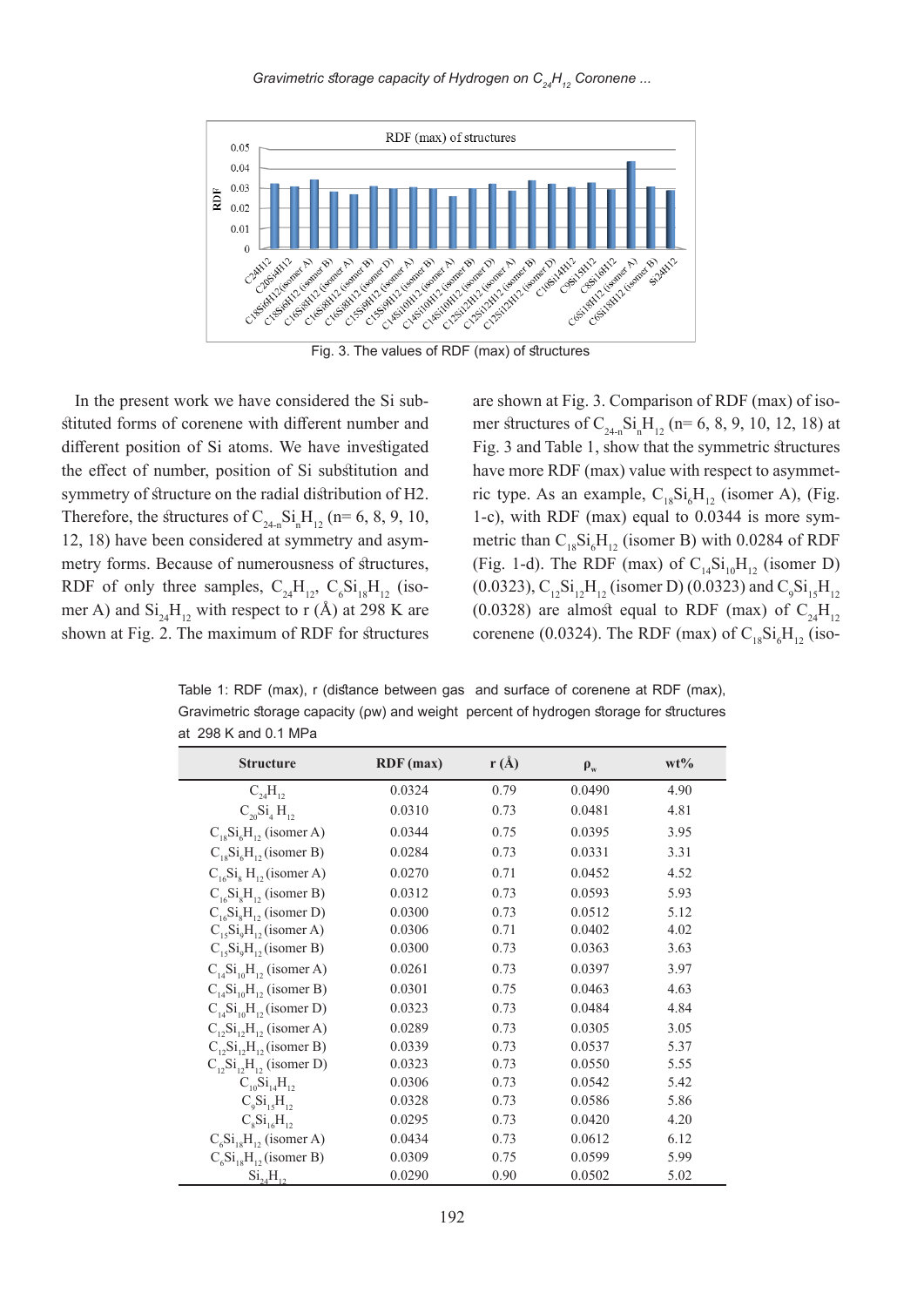Fig. 3. The values of RDF (max) of structures

In the present work we have considered the Si substituted forms of corenene with different number and different position of Si atoms. We have investigated the effect of number, position of Si substitution and symmetry of structure on the radial distribution of H2. Therefore, the structures of $C_{24-n}Si_nH_{12}$ (n= 6, 8, 9, 10, 12, 18) have been considered at symmetry and asymmetry forms. Because of numerousness of structures, RDF of only three samples, $C_{24}H_{12}$, $C_6Si_{18}H_{12}$ (isomer A) and $Si_{24}H_{12}$ with respect to r (Å) at 298 K are shown at Fig. 2. The maximum of RDF for structures are shown at Fig. 3. Comparison of RDF (max) of isomer structures of $C_{24-n}Si_nH_{12}$ (n= 6, 8, 9, 10, 12, 18) at Fig. 3 and Table 1, show that the symmetric structures have more RDF (max) value with respect to asymmetric type. As an example, $C_{18}Si_6H_{12}$ (isomer A), (Fig. 1-c), with RDF (max) equal to 0.0344 is more symmetric than $C_{18}Si_6H_{12}$ (isomer B) with 0.0284 of RDF (Fig. 1-d). The RDF (max) of $C_{14}Si_{10}H_{12}$ (isomer D) (0.0323), $C_{12}Si_{12}H_{12}$ (isomer D) (0.0323) and $C_9Si_{15}H_{12}$ (0.0328) are almost equal to RDF (max) of $C_{24}H_{12}$ corenene (0.0324). The RDF (max) of $C_{18}Si_6H_{12}$ (iso-

Table 1: RDF (max), r (distance between gas and surface of corenene at RDF (max), Gravimetric storage capacity (ρw) and weight percent of hydrogen storage for structures at 298 K and 0.1 MPa

| Structure | RDF (max) | r (Å) | $\rho_w$ | wt% |
|---|---|---|---|---|
| $C_{24}H_{12}$ | 0.0324 | 0.79 | 0.0490 | 4.90 |
| $C_{20}Si_4H_{12}$ | 0.0310 | 0.73 | 0.0481 | 4.81 |
| $C_{18}Si_6H_{12}$ (isomer A) | 0.0344 | 0.75 | 0.0395 | 3.95 |
| $C_{18}Si_6H_{12}$ (isomer B) | 0.0284 | 0.73 | 0.0331 | 3.31 |
| $C_{16}Si_8H_{12}$ (isomer A) | 0.0270 | 0.71 | 0.0452 | 4.52 |
| $C_{16}Si_8H_{12}$ (isomer B) | 0.0312 | 0.73 | 0.0593 | 5.93 |
| $C_{16}Si_8H_{12}$ (isomer D) | 0.0300 | 0.73 | 0.0512 | 5.12 |
| $C_{15}Si_9H_{12}$ (isomer A) | 0.0306 | 0.71 | 0.0402 | 4.02 |
| $C_{15}Si_9H_{12}$ (isomer B) | 0.0300 | 0.73 | 0.0363 | 3.63 |
| $C_{14}Si_{10}H_{12}$ (isomer A) | 0.0261 | 0.73 | 0.0397 | 3.97 |
| $C_{14}Si_{10}H_{12}$ (isomer B) | 0.0301 | 0.75 | 0.0463 | 4.63 |
| $C_{14}Si_{10}H_{12}$ (isomer D) | 0.0323 | 0.73 | 0.0484 | 4.84 |
| $C_{12}Si_{12}H_{12}$ (isomer A) | 0.0289 | 0.73 | 0.0305 | 3.05 |
| $C_{12}Si_{12}H_{12}$ (isomer B) | 0.0339 | 0.73 | 0.0537 | 5.37 |
| $C_{12}Si_{12}H_{12}$ (isomer D) | 0.0323 | 0.73 | 0.0550 | 5.55 |
| $C_{10}Si_{14}H_{12}$ | 0.0306 | 0.73 | 0.0542 | 5.42 |
| $C_9Si_{15}H_{12}$ | 0.0328 | 0.73 | 0.0586 | 5.86 |
| $C_8Si_{16}H_{12}$ | 0.0295 | 0.73 | 0.0420 | 4.20 |
| $C_6Si_{18}H_{12}$ (isomer A) | 0.0434 | 0.73 | 0.0612 | 6.12 |
| $C_6Si_{18}H_{12}$ (isomer B) | 0.0309 | 0.75 | 0.0599 | 5.99 |
| $Si_{24}H_{12}$ | 0.0290 | 0.90 | 0.0502 | 5.02 |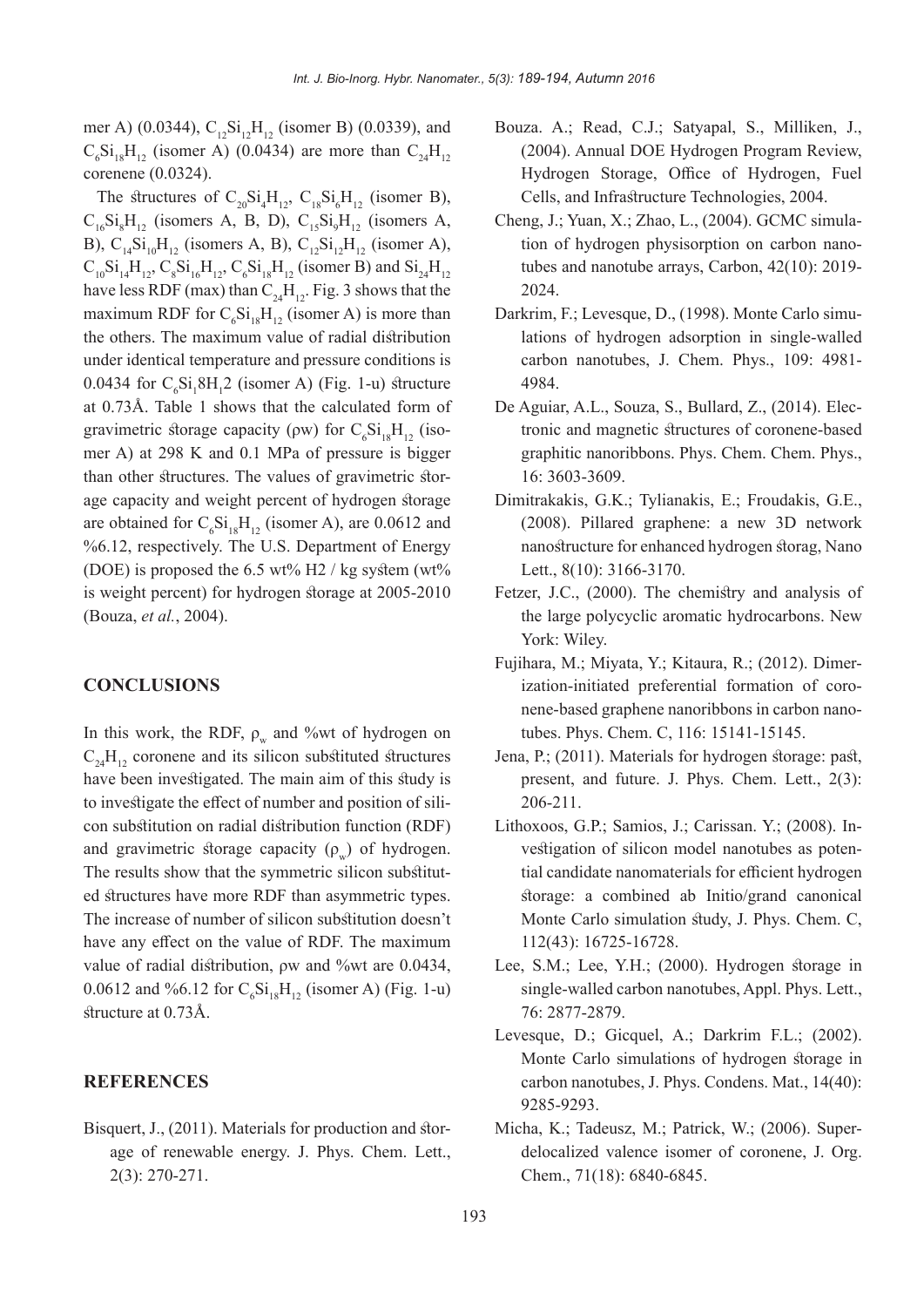mer A) (0.0344), $C_{12}Si_{12}H_{12}$ (isomer B) (0.0339), and $C_6Si_{18}H_{12}$ (isomer A) (0.0434) are more than $C_{24}H_{12}$ corenene (0.0324).

The structures of $C_{20}Si_4H_{12}$, $C_{18}Si_6H_{12}$ (isomer B), $C_{16}Si_8H_{12}$ (isomers A, B, D), $C_{15}Si_9H_{12}$ (isomers A, B), $C_{14}Si_{10}H_{12}$ (isomers A, B), $C_{12}Si_{12}H_{12}$ (isomer A), $C_{10}Si_{14}H_{12}$, $C_8Si_{16}H_{12}$, $C_6Si_{18}H_{12}$ (isomer B) and $Si_{24}H_{12}$ have less RDF (max) than $C_{24}H_{12}$. Fig. 3 shows that the maximum RDF for $C_6Si_{18}H_{12}$ (isomer A) is more than the others. The maximum value of radial distribution under identical temperature and pressure conditions is 0.0434 for $C_6Si_18H_12$ (isomer A) (Fig. 1-u) structure at 0.73Å. Table 1 shows that the calculated form of gravimetric storage capacity (ρw) for $C_6Si_{18}H_{12}$ (isomer A) at 298 K and 0.1 MPa of pressure is bigger than other structures. The values of gravimetric storage capacity and weight percent of hydrogen storage are obtained for $C_6Si_{18}H_{12}$ (isomer A), are 0.0612 and %6.12, respectively. The U.S. Department of Energy (DOE) is proposed the 6.5 wt% H2 / kg system (wt% is weight percent) for hydrogen storage at 2005-2010 (Bouza, *et al.*, 2004).

## CONCLUSIONS

In this work, the RDF, $\rho_w$ and %wt of hydrogen on $C_{24}H_{12}$ coronene and its silicon substituted structures have been investigated. The main aim of this study is to investigate the effect of number and position of silicon substitution on radial distribution function (RDF) and gravimetric storage capacity ($\rho_w$) of hydrogen. The results show that the symmetric silicon substituted structures have more RDF than asymmetric types. The increase of number of silicon substitution doesn't have any effect on the value of RDF. The maximum value of radial distribution, ρw and %wt are 0.0434, 0.0612 and %6.12 for $C_6Si_{18}H_{12}$ (isomer A) (Fig. 1-u) structure at 0.73Å.

## REFERENCES

Bisquert, J., (2011). Materials for production and storage of renewable energy. J. Phys. Chem. Lett., 2(3): 270-271.

Bouza. A.; Read, C.J.; Satyapal, S., Milliken, J., (2004). Annual DOE Hydrogen Program Review, Hydrogen Storage, Office of Hydrogen, Fuel Cells, and Infrastructure Technologies, 2004.

Cheng, J.; Yuan, X.; Zhao, L., (2004). GCMC simulation of hydrogen physisorption on carbon nanotubes and nanotube arrays, Carbon, 42(10): 2019-2024.

Darkrim, F.; Levesque, D., (1998). Monte Carlo simulations of hydrogen adsorption in single-walled carbon nanotubes, J. Chem. Phys., 109: 4981-4984.

De Aguiar, A.L., Souza, S., Bullard, Z., (2014). Electronic and magnetic structures of coronene-based graphitic nanoribbons. Phys. Chem. Chem. Phys., 16: 3603-3609.

Dimitrakakis, G.K.; Tylianakis, E.; Froudakis, G.E., (2008). Pillared graphene: a new 3D network nanostructure for enhanced hydrogen storag, Nano Lett., 8(10): 3166-3170.

Fetzer, J.C., (2000). The chemistry and analysis of the large polycyclic aromatic hydrocarbons. New York: Wiley.

Fujihara, M.; Miyata, Y.; Kitaura, R.; (2012). Dimerization-initiated preferential formation of coronene-based graphene nanoribbons in carbon nanotubes. Phys. Chem. C, 116: 15141-15145.

Jena, P.; (2011). Materials for hydrogen storage: past, present, and future. J. Phys. Chem. Lett., 2(3): 206-211.

Lithoxoos, G.P.; Samios, J.; Carissan. Y.; (2008). Investigation of silicon model nanotubes as potential candidate nanomaterials for efficient hydrogen storage: a combined ab Initio/grand canonical Monte Carlo simulation study, J. Phys. Chem. C, 112(43): 16725-16728.

Lee, S.M.; Lee, Y.H.; (2000). Hydrogen storage in single-walled carbon nanotubes, Appl. Phys. Lett., 76: 2877-2879.

Levesque, D.; Gicquel, A.; Darkrim F.L.; (2002). Monte Carlo simulations of hydrogen storage in carbon nanotubes, J. Phys. Condens. Mat., 14(40): 9285-9293.

Micha, K.; Tadeusz, M.; Patrick, W.; (2006). Superdelocalized valence isomer of coronene, J. Org. Chem., 71(18): 6840-6845.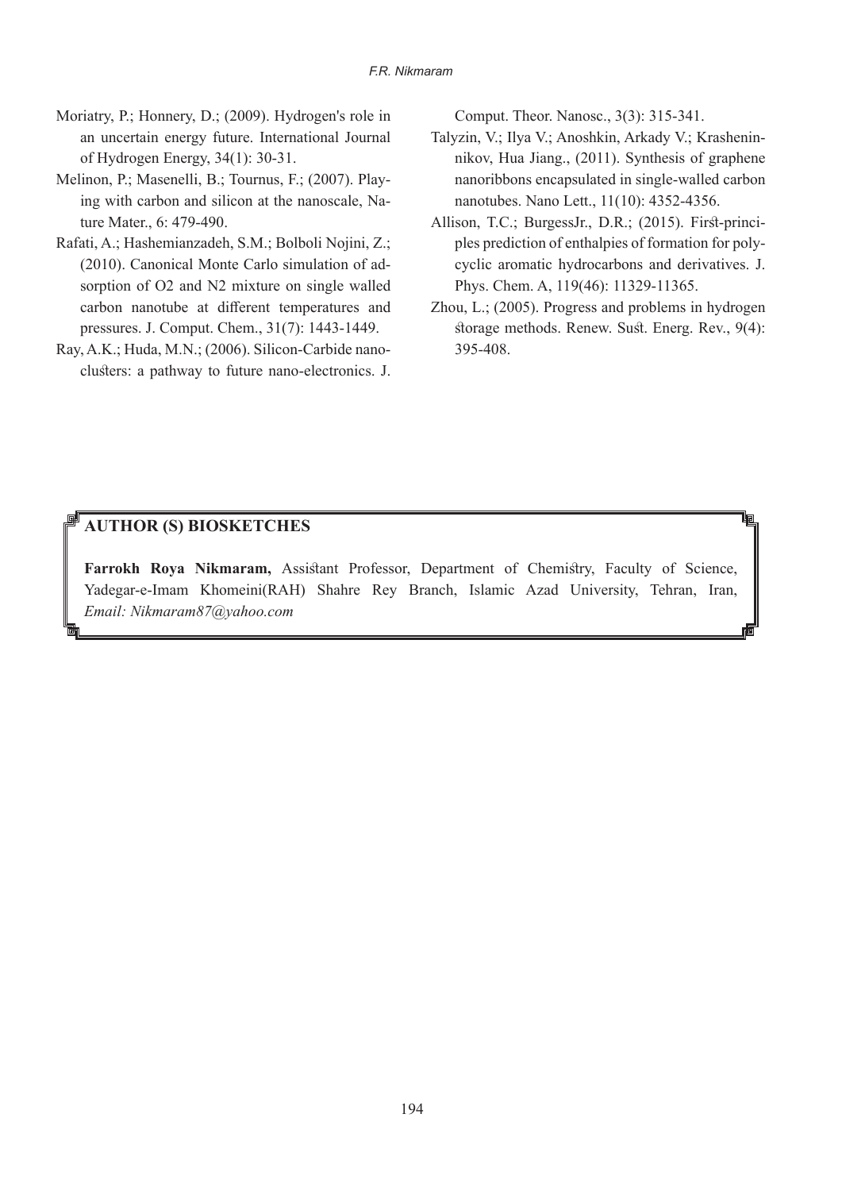Moriatry, P.; Honnery, D.; (2009). Hydrogen's role in an uncertain energy future. International Journal of Hydrogen Energy, 34(1): 30-31.

Melinon, P.; Masenelli, B.; Tournus, F.; (2007). Playing with carbon and silicon at the nanoscale, Nature Mater., 6: 479-490.

Rafati, A.; Hashemianzadeh, S.M.; Bolboli Nojini, Z.; (2010). Canonical Monte Carlo simulation of adsorption of O2 and N2 mixture on single walled carbon nanotube at different temperatures and pressures. J. Comput. Chem., 31(7): 1443-1449.

Ray, A.K.; Huda, M.N.; (2006). Silicon-Carbide nanoclusters: a pathway to future nano-electronics. J. Comput. Theor. Nanosc., 3(3): 315-341.

Talyzin, V.; Ilya V.; Anoshkin, Arkady V.; Krasheninnikov, Hua Jiang., (2011). Synthesis of graphene nanoribbons encapsulated in single-walled carbon nanotubes. Nano Lett., 11(10): 4352-4356.

Allison, T.C.; BurgessJr., D.R.; (2015). First-principles prediction of enthalpies of formation for polycyclic aromatic hydrocarbons and derivatives. J. Phys. Chem. A, 119(46): 11329-11365.

Zhou, L.; (2005). Progress and problems in hydrogen storage methods. Renew. Sust. Energ. Rev., 9(4): 395-408.

## AUTHOR (S) BIOSKETCHES

**Farrokh Roya Nikmaram,** Assistant Professor, Department of Chemistry, Faculty of Science, Yadegar-e-Imam Khomeini(RAH) Shahre Rey Branch, Islamic Azad University, Tehran, Iran, *Email: Nikmaram87@yahoo.com*